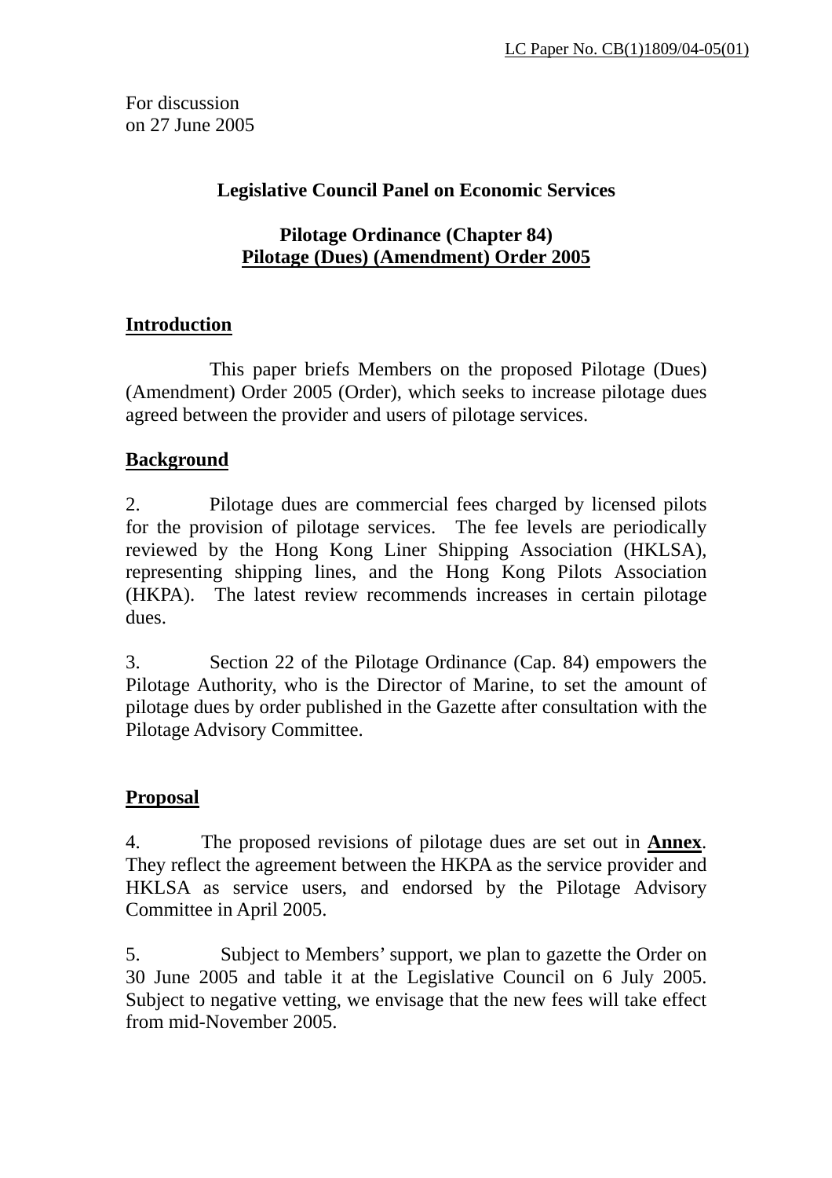LC Paper No. CB(1)1809/04-05(01)

For discussion
on 27 June 2005

**Legislative Council Panel on Economic Services**

**Pilotage Ordinance (Chapter 84)**
**Pilotage (Dues) (Amendment) Order 2005**

## Introduction

This paper briefs Members on the proposed Pilotage (Dues) (Amendment) Order 2005 (Order), which seeks to increase pilotage dues agreed between the provider and users of pilotage services.

## Background

2. Pilotage dues are commercial fees charged by licensed pilots for the provision of pilotage services. The fee levels are periodically reviewed by the Hong Kong Liner Shipping Association (HKLSA), representing shipping lines, and the Hong Kong Pilots Association (HKPA). The latest review recommends increases in certain pilotage dues.

3. Section 22 of the Pilotage Ordinance (Cap. 84) empowers the Pilotage Authority, who is the Director of Marine, to set the amount of pilotage dues by order published in the Gazette after consultation with the Pilotage Advisory Committee.

## Proposal

4. The proposed revisions of pilotage dues are set out in **Annex**. They reflect the agreement between the HKPA as the service provider and HKLSA as service users, and endorsed by the Pilotage Advisory Committee in April 2005.

5. Subject to Members' support, we plan to gazette the Order on 30 June 2005 and table it at the Legislative Council on 6 July 2005. Subject to negative vetting, we envisage that the new fees will take effect from mid-November 2005.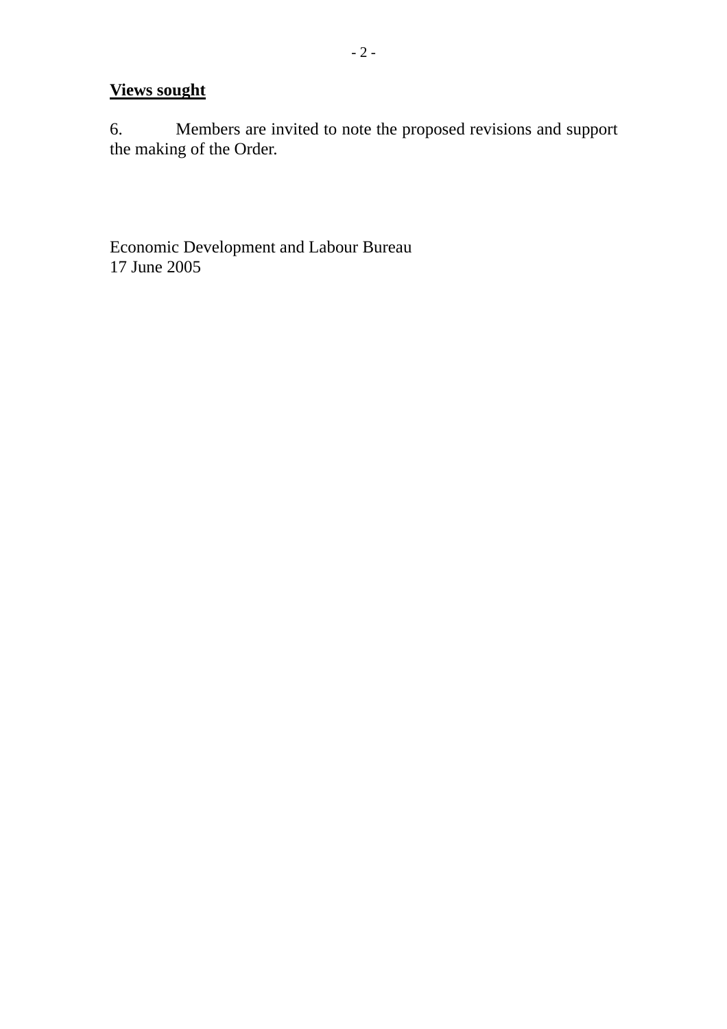**<u>Views sought</u>**

6. Members are invited to note the proposed revisions and support the making of the Order.

Economic Development and Labour Bureau
17 June 2005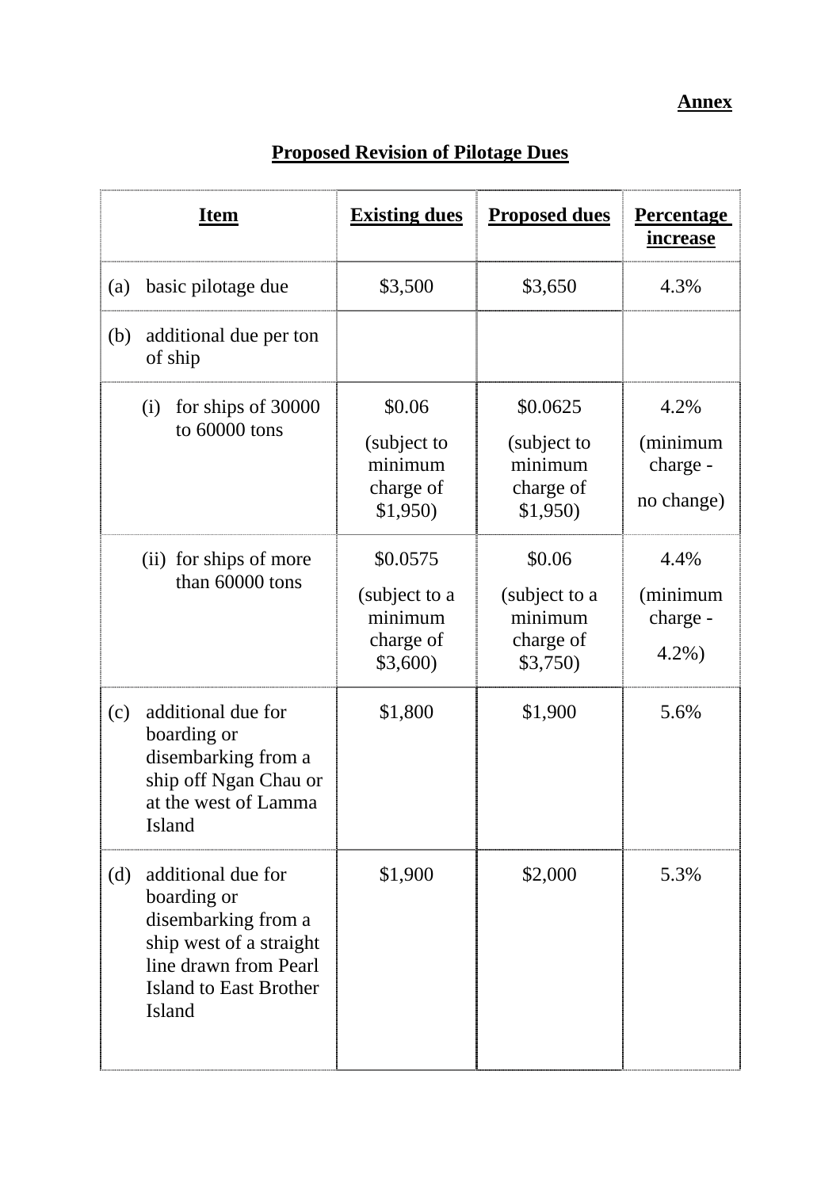**Annex**

**Proposed Revision of Pilotage Dues**

| Item | Existing dues | Proposed dues | Percentage increase |
|---|---|---|---|
| (a) basic pilotage due | $3,500 | $3,650 | 4.3% |
| (b) additional due per ton of ship | | | |
| (i) for ships of 30000 to 60000 tons | $0.06 (subject to minimum charge of $1,950) | $0.0625 (subject to minimum charge of $1,950) | 4.2% (minimum charge - no change) |
| (ii) for ships of more than 60000 tons | $0.0575 (subject to a minimum charge of $3,600) | $0.06 (subject to a minimum charge of $3,750) | 4.4% (minimum charge - 4.2%) |
| (c) additional due for boarding or disembarking from a ship off Ngan Chau or at the west of Lamma Island | $1,800 | $1,900 | 5.6% |
| (d) additional due for boarding or disembarking from a ship west of a straight line drawn from Pearl Island to East Brother Island | $1,900 | $2,000 | 5.3% |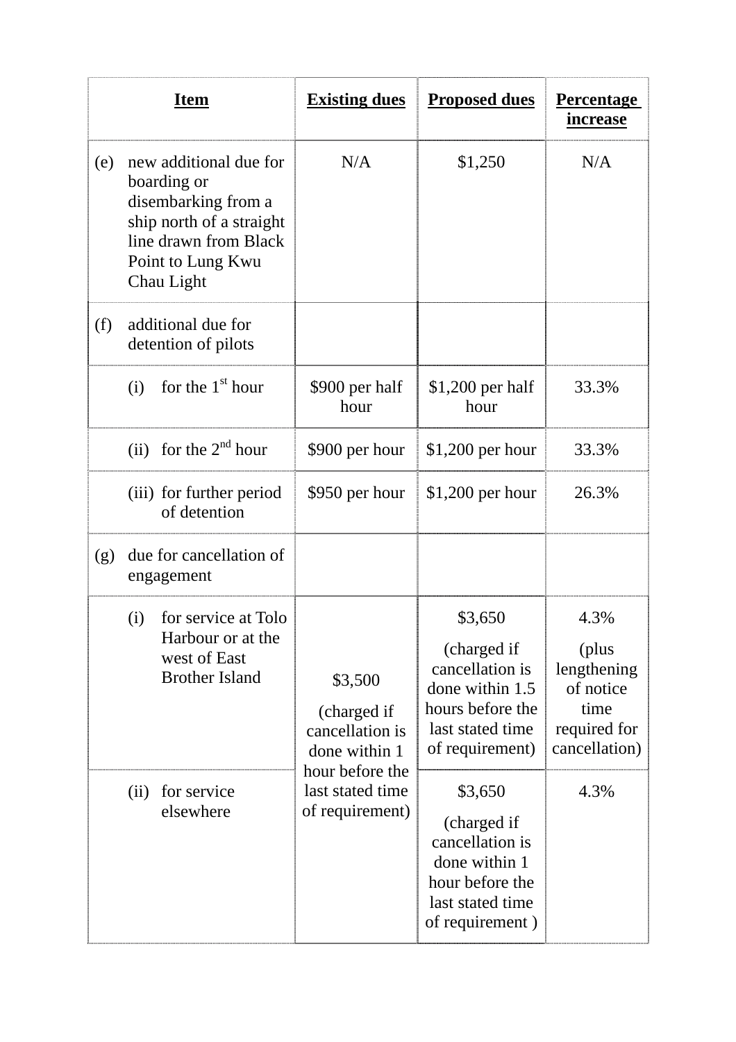| Item | Existing dues | Proposed dues | Percentage increase |
|---|---|---|---|
| (e) new additional due for boarding or disembarking from a ship north of a straight line drawn from Black Point to Lung Kwu Chau Light | N/A | $1,250 | N/A |
| (f) additional due for detention of pilots | | | |
| (i) for the 1st hour | $900 per half hour | $1,200 per half hour | 33.3% |
| (ii) for the 2nd hour | $900 per hour | $1,200 per hour | 33.3% |
| (iii) for further period of detention | $950 per hour | $1,200 per hour | 26.3% |
| (g) due for cancellation of engagement | | | |
| (i) for service at Tolo Harbour or at the west of East Brother Island | $3,500 (charged if cancellation is done within 1 hour before the last stated time of requirement) | $3,650 (charged if cancellation is done within 1.5 hours before the last stated time of requirement) | 4.3% (plus lengthening of notice time required for cancellation) |
| (ii) for service elsewhere | | $3,650 (charged if cancellation is done within 1 hour before the last stated time of requirement ) | 4.3% |